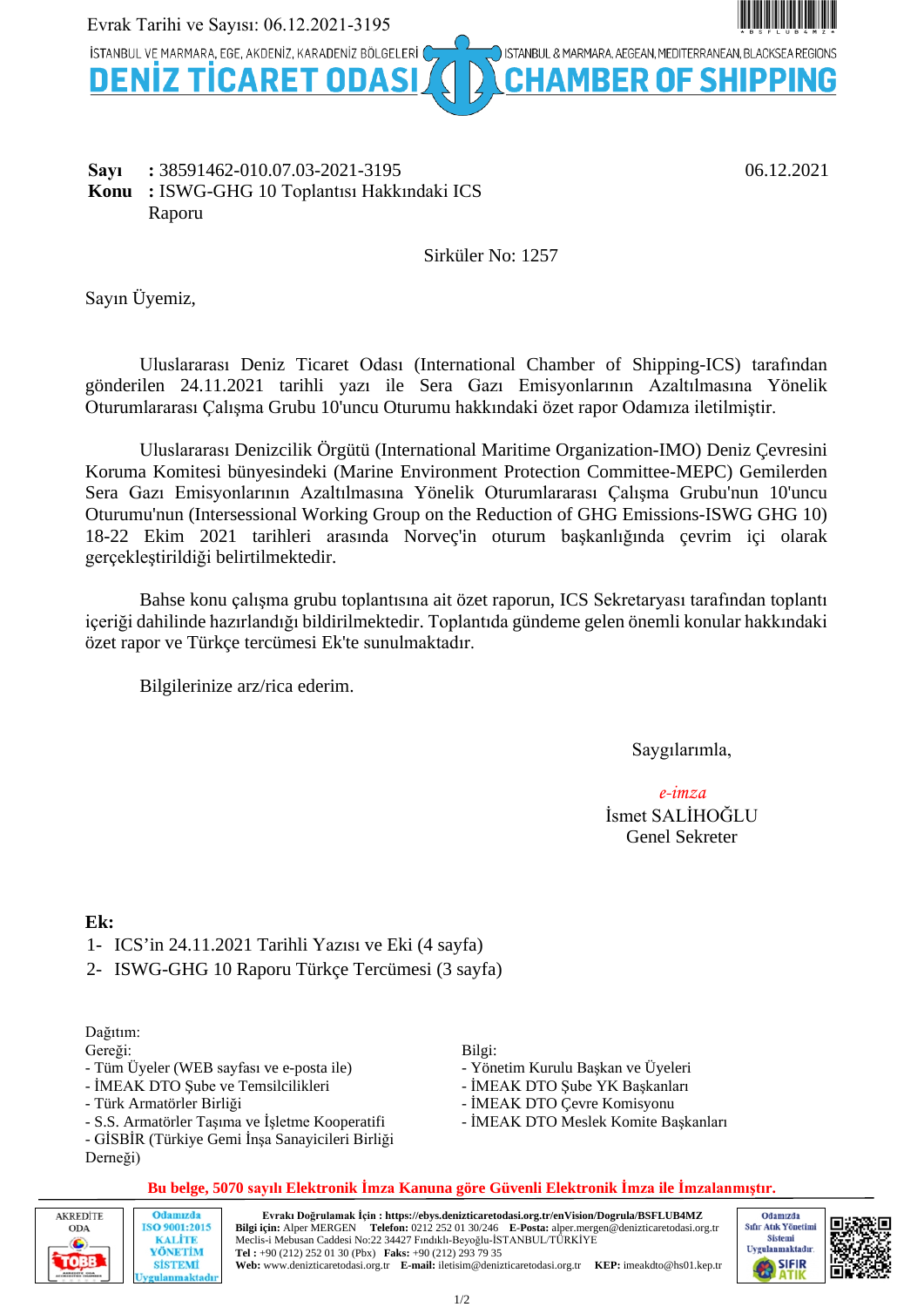Evrak Tarihi ve Sayısı: 06.12.2021-3195

İSTANBUL VE MARMARA, EGE, AKDENİZ, KARADENİZ BÖLGELERİ — İSTANBUL & MARMARA, AEGEAN, MEDITERRANEAN, BLACKSEA REGIONS

# DENİZ TİCARET ODASI — CHAMBER OF SHIPPING

**Sayı** : 38591462-010.07.03-2021-3195 06.12.2021
**Konu** : ISWG-GHG 10 Toplantısı Hakkındaki ICS Raporu

Sirküler No: 1257

Sayın Üyemiz,

Uluslararası Deniz Ticaret Odası (International Chamber of Shipping-ICS) tarafından gönderilen 24.11.2021 tarihli yazı ile Sera Gazı Emisyonlarının Azaltılmasına Yönelik Oturumlararası Çalışma Grubu 10'uncu Oturumu hakkındaki özet rapor Odamıza iletilmiştir.

Uluslararası Denizcilik Örgütü (International Maritime Organization-IMO) Deniz Çevresini Koruma Komitesi bünyesindeki (Marine Environment Protection Committee-MEPC) Gemilerden Sera Gazı Emisyonlarının Azaltılmasına Yönelik Oturumlararası Çalışma Grubu'nun 10'uncu Oturumu'nun (Intersessional Working Group on the Reduction of GHG Emissions-ISWG GHG 10) 18-22 Ekim 2021 tarihleri arasında Norveç'in oturum başkanlığında çevrim içi olarak gerçekleştirildiği belirtilmektedir.

Bahse konu çalışma grubu toplantısına ait özet raporun, ICS Sekretaryası tarafından toplantı içeriği dahilinde hazırlandığı bildirilmektedir. Toplantıda gündeme gelen önemli konular hakkındaki özet rapor ve Türkçe tercümesi Ek'te sunulmaktadır.

Bilgilerinize arz/rica ederim.

Saygılarımla,

*e-imza*
İsmet SALİHOĞLU
Genel Sekreter

**Ek:**
1- ICS'in 24.11.2021 Tarihli Yazısı ve Eki (4 sayfa)
2- ISWG-GHG 10 Raporu Türkçe Tercümesi (3 sayfa)

Dağıtım:

Gereği:
- Tüm Üyeler (WEB sayfası ve e-posta ile)
- İMEAK DTO Şube ve Temsilcilikleri
- Türk Armatörler Birliği
- S.S. Armatörler Taşıma ve İşletme Kooperatifi
- GİSBİR (Türkiye Gemi İnşa Sanayicileri Birliği Derneği)

Bilgi:
- Yönetim Kurulu Başkan ve Üyeleri
- İMEAK DTO Şube YK Başkanları
- İMEAK DTO Çevre Komisyonu
- İMEAK DTO Meslek Komite Başkanları

**Bu belge, 5070 sayılı Elektronik İmza Kanuna göre Güvenli Elektronik İmza ile İmzalanmıştır.**

**Evrakı Doğrulamak İçin : https://ebys.denizticaretodasi.org.tr/enVision/Dogrula/BSFLUB4MZ**
**Bilgi için:** Alper MERGEN **Telefon:** 0212 252 01 30/246 **E-Posta:** alper.mergen@denizticaretodasi.org.tr
Meclis-i Mebusan Caddesi No:22 34427 Fındıklı-Beyoğlu-İSTANBUL/TÜRKİYE
**Tel :** +90 (212) 252 01 30 (Pbx) **Faks:** +90 (212) 293 79 35
**Web:** www.denizticaretodasi.org.tr **E-mail:** iletisim@denizticaretodasi.org.tr **KEP:** imeakdto@hs01.kep.tr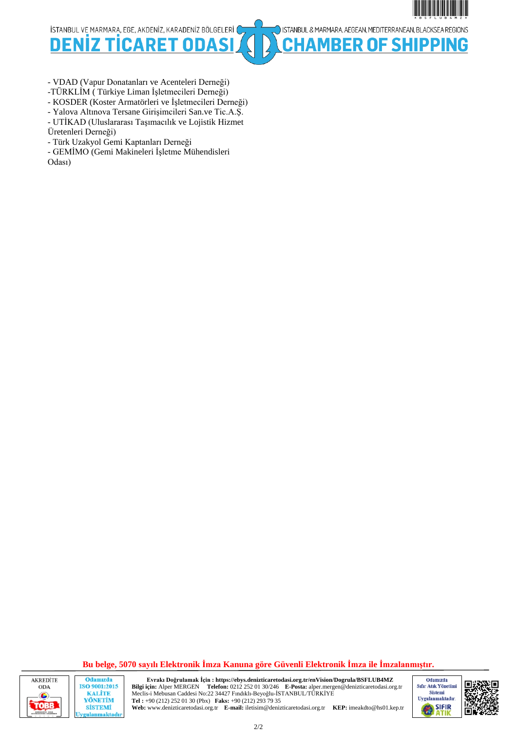- VDAD (Vapur Donatanları ve Acenteleri Derneği)
-TÜRKLİM ( Türkiye Liman İşletmecileri Derneği)
- KOSDER (Koster Armatörleri ve İşletmecileri Derneği)
- Yalova Altınova Tersane Girişimcileri San.ve Tic.A.Ş.
- UTİKAD (Uluslararası Taşımacılık ve Lojistik Hizmet Üretenleri Derneği)
- Türk Uzakyol Gemi Kaptanları Derneği
- GEMİMO (Gemi Makineleri İşletme Mühendisleri Odası)

**Bu belge, 5070 sayılı Elektronik İmza Kanuna göre Güvenli Elektronik İmza ile İmzalanmıştır.**

**Evrakı Doğrulamak İçin : https://ebys.denizticaretodasi.org.tr/enVision/Dogrula/BSFLUB4MZ**
**Bilgi için:** Alper MERGEN **Telefon:** 0212 252 01 30/246 **E-Posta:** alper.mergen@denizticaretodasi.org.tr
Meclis-i Mebusan Caddesi No:22 34427 Fındıklı-Beyoğlu-İSTANBUL/TÜRKİYE
**Tel :** +90 (212) 252 01 30 (Pbx) **Faks:** +90 (212) 293 79 35
**Web:** www.denizticaretodasi.org.tr **E-mail:** iletisim@denizticaretodasi.org.tr **KEP:** imeakdto@hs01.kep.tr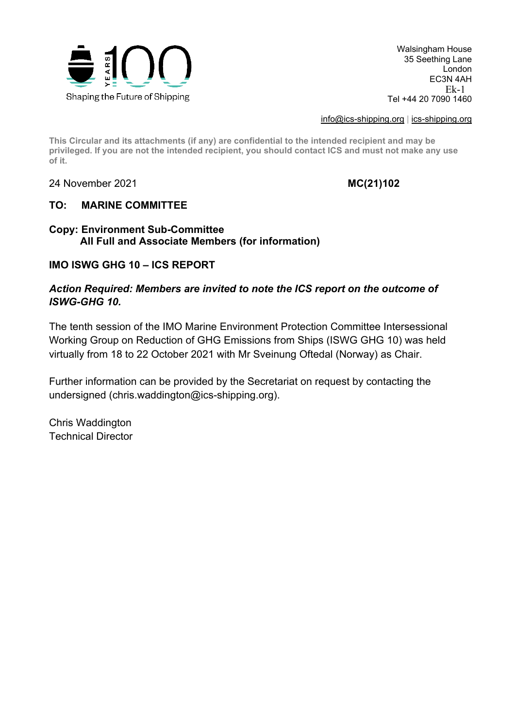Shaping the Future of Shipping

Walsingham House
35 Seething Lane
London
EC3N 4AH
Ek-1
Tel +44 20 7090 1460

info@ics-shipping.org | ics-shipping.org

**This Circular and its attachments (if any) are confidential to the intended recipient and may be privileged. If you are not the intended recipient, you should contact ICS and must not make any use of it.**

24 November 2021 **MC(21)102**

**TO: MARINE COMMITTEE**

**Copy: Environment Sub-Committee**
**All Full and Associate Members (for information)**

**IMO ISWG GHG 10 – ICS REPORT**

***Action Required: Members are invited to note the ICS report on the outcome of ISWG-GHG 10.***

The tenth session of the IMO Marine Environment Protection Committee Intersessional Working Group on Reduction of GHG Emissions from Ships (ISWG GHG 10) was held virtually from 18 to 22 October 2021 with Mr Sveinung Oftedal (Norway) as Chair.

Further information can be provided by the Secretariat on request by contacting the undersigned (chris.waddington@ics-shipping.org).

Chris Waddington
Technical Director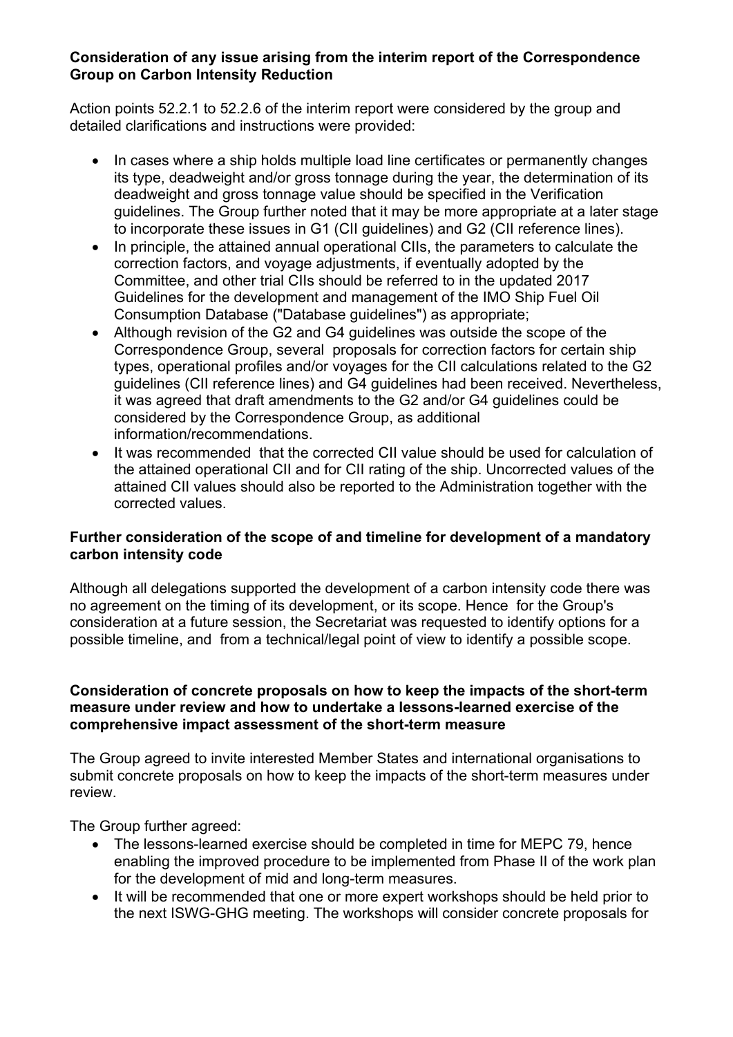**Consideration of any issue arising from the interim report of the Correspondence Group on Carbon Intensity Reduction**

Action points 52.2.1 to 52.2.6 of the interim report were considered by the group and detailed clarifications and instructions were provided:

- In cases where a ship holds multiple load line certificates or permanently changes its type, deadweight and/or gross tonnage during the year, the determination of its deadweight and gross tonnage value should be specified in the Verification guidelines. The Group further noted that it may be more appropriate at a later stage to incorporate these issues in G1 (CII guidelines) and G2 (CII reference lines).
- In principle, the attained annual operational CIIs, the parameters to calculate the correction factors, and voyage adjustments, if eventually adopted by the Committee, and other trial CIIs should be referred to in the updated 2017 Guidelines for the development and management of the IMO Ship Fuel Oil Consumption Database ("Database guidelines") as appropriate;
- Although revision of the G2 and G4 guidelines was outside the scope of the Correspondence Group, several proposals for correction factors for certain ship types, operational profiles and/or voyages for the CII calculations related to the G2 guidelines (CII reference lines) and G4 guidelines had been received. Nevertheless, it was agreed that draft amendments to the G2 and/or G4 guidelines could be considered by the Correspondence Group, as additional information/recommendations.
- It was recommended that the corrected CII value should be used for calculation of the attained operational CII and for CII rating of the ship. Uncorrected values of the attained CII values should also be reported to the Administration together with the corrected values.

**Further consideration of the scope of and timeline for development of a mandatory carbon intensity code**

Although all delegations supported the development of a carbon intensity code there was no agreement on the timing of its development, or its scope. Hence for the Group's consideration at a future session, the Secretariat was requested to identify options for a possible timeline, and from a technical/legal point of view to identify a possible scope.

**Consideration of concrete proposals on how to keep the impacts of the short-term measure under review and how to undertake a lessons-learned exercise of the comprehensive impact assessment of the short-term measure**

The Group agreed to invite interested Member States and international organisations to submit concrete proposals on how to keep the impacts of the short-term measures under review.

The Group further agreed:

- The lessons-learned exercise should be completed in time for MEPC 79, hence enabling the improved procedure to be implemented from Phase II of the work plan for the development of mid and long-term measures.
- It will be recommended that one or more expert workshops should be held prior to the next ISWG-GHG meeting. The workshops will consider concrete proposals for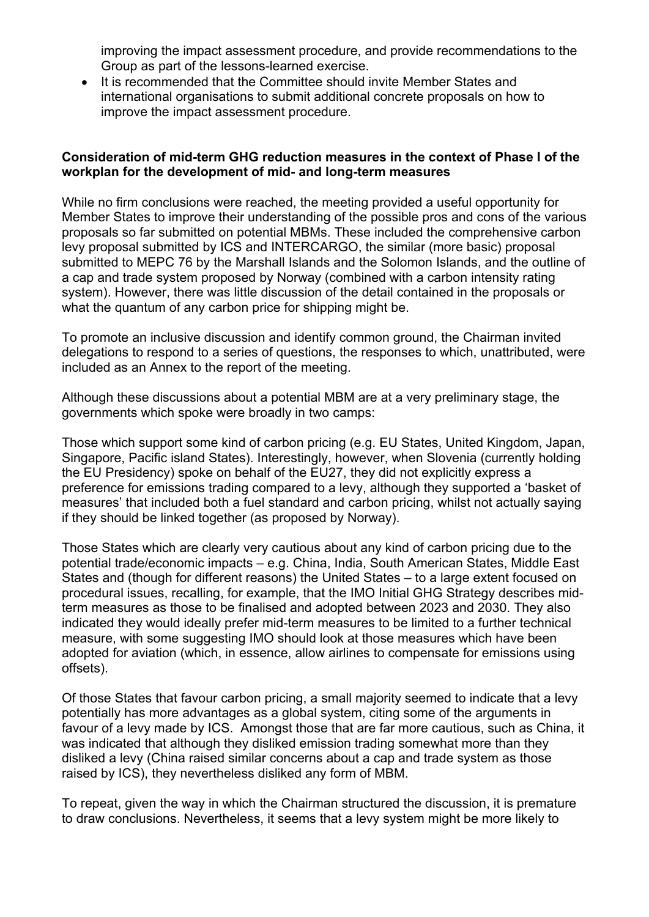improving the impact assessment procedure, and provide recommendations to the Group as part of the lessons-learned exercise.

- It is recommended that the Committee should invite Member States and international organisations to submit additional concrete proposals on how to improve the impact assessment procedure.

**Consideration of mid-term GHG reduction measures in the context of Phase I of the workplan for the development of mid- and long-term measures**

While no firm conclusions were reached, the meeting provided a useful opportunity for Member States to improve their understanding of the possible pros and cons of the various proposals so far submitted on potential MBMs. These included the comprehensive carbon levy proposal submitted by ICS and INTERCARGO, the similar (more basic) proposal submitted to MEPC 76 by the Marshall Islands and the Solomon Islands, and the outline of a cap and trade system proposed by Norway (combined with a carbon intensity rating system). However, there was little discussion of the detail contained in the proposals or what the quantum of any carbon price for shipping might be.

To promote an inclusive discussion and identify common ground, the Chairman invited delegations to respond to a series of questions, the responses to which, unattributed, were included as an Annex to the report of the meeting.

Although these discussions about a potential MBM are at a very preliminary stage, the governments which spoke were broadly in two camps:

Those which support some kind of carbon pricing (e.g. EU States, United Kingdom, Japan, Singapore, Pacific island States). Interestingly, however, when Slovenia (currently holding the EU Presidency) spoke on behalf of the EU27, they did not explicitly express a preference for emissions trading compared to a levy, although they supported a 'basket of measures' that included both a fuel standard and carbon pricing, whilst not actually saying if they should be linked together (as proposed by Norway).

Those States which are clearly very cautious about any kind of carbon pricing due to the potential trade/economic impacts – e.g. China, India, South American States, Middle East States and (though for different reasons) the United States – to a large extent focused on procedural issues, recalling, for example, that the IMO Initial GHG Strategy describes mid-term measures as those to be finalised and adopted between 2023 and 2030. They also indicated they would ideally prefer mid-term measures to be limited to a further technical measure, with some suggesting IMO should look at those measures which have been adopted for aviation (which, in essence, allow airlines to compensate for emissions using offsets).

Of those States that favour carbon pricing, a small majority seemed to indicate that a levy potentially has more advantages as a global system, citing some of the arguments in favour of a levy made by ICS. Amongst those that are far more cautious, such as China, it was indicated that although they disliked emission trading somewhat more than they disliked a levy (China raised similar concerns about a cap and trade system as those raised by ICS), they nevertheless disliked any form of MBM.

To repeat, given the way in which the Chairman structured the discussion, it is premature to draw conclusions. Nevertheless, it seems that a levy system might be more likely to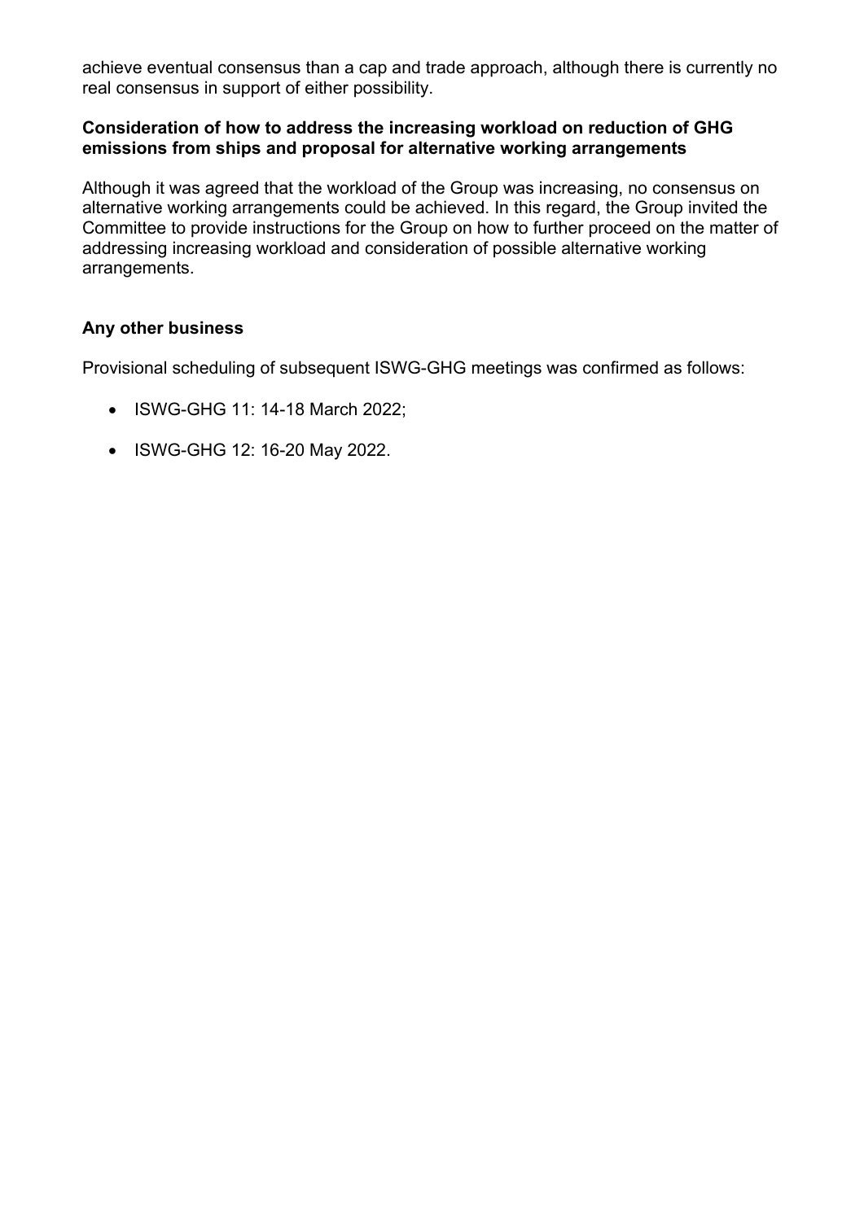achieve eventual consensus than a cap and trade approach, although there is currently no real consensus in support of either possibility.

**Consideration of how to address the increasing workload on reduction of GHG emissions from ships and proposal for alternative working arrangements**

Although it was agreed that the workload of the Group was increasing, no consensus on alternative working arrangements could be achieved. In this regard, the Group invited the Committee to provide instructions for the Group on how to further proceed on the matter of addressing increasing workload and consideration of possible alternative working arrangements.

**Any other business**

Provisional scheduling of subsequent ISWG-GHG meetings was confirmed as follows:

- ISWG-GHG 11: 14-18 March 2022;
- ISWG-GHG 12: 16-20 May 2022.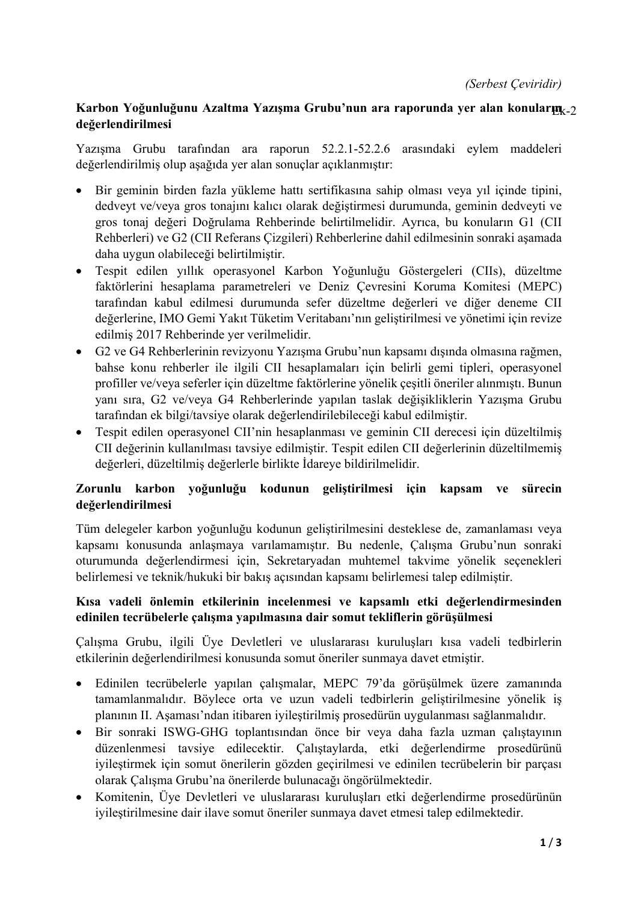*(Serbest Çeviridir)*

Ek-2

**Karbon Yoğunluğunu Azaltma Yazışma Grubu'nun ara raporunda yer alan konuların değerlendirilmesi**

Yazışma Grubu tarafından ara raporun 52.2.1-52.2.6 arasındaki eylem maddeleri değerlendirilmiş olup aşağıda yer alan sonuçlar açıklanmıştır:

- Bir geminin birden fazla yükleme hattı sertifikasına sahip olması veya yıl içinde tipini, dedveyt ve/veya gros tonajını kalıcı olarak değiştirmesi durumunda, geminin dedveyti ve gros tonaj değeri Doğrulama Rehberinde belirtilmelidir. Ayrıca, bu konuların G1 (CII Rehberleri) ve G2 (CII Referans Çizgileri) Rehberlerine dahil edilmesinin sonraki aşamada daha uygun olabileceği belirtilmiştir.
- Tespit edilen yıllık operasyonel Karbon Yoğunluğu Göstergeleri (CIIs), düzeltme faktörlerini hesaplama parametreleri ve Deniz Çevresini Koruma Komitesi (MEPC) tarafından kabul edilmesi durumunda sefer düzeltme değerleri ve diğer deneme CII değerlerine, IMO Gemi Yakıt Tüketim Veritabanı'nın geliştirilmesi ve yönetimi için revize edilmiş 2017 Rehberinde yer verilmelidir.
- G2 ve G4 Rehberlerinin revizyonu Yazışma Grubu'nun kapsamı dışında olmasına rağmen, bahse konu rehberler ile ilgili CII hesaplamaları için belirli gemi tipleri, operasyonel profiller ve/veya seferler için düzeltme faktörlerine yönelik çeşitli öneriler alınmıştı. Bunun yanı sıra, G2 ve/veya G4 Rehberlerinde yapılan taslak değişikliklerin Yazışma Grubu tarafından ek bilgi/tavsiye olarak değerlendirilebileceği kabul edilmiştir.
- Tespit edilen operasyonel CII'nin hesaplanması ve geminin CII derecesi için düzeltilmiş CII değerinin kullanılması tavsiye edilmiştir. Tespit edilen CII değerlerinin düzeltilmemiş değerleri, düzeltilmiş değerlerle birlikte İdareye bildirilmelidir.

**Zorunlu karbon yoğunluğu kodunun geliştirilmesi için kapsam ve sürecin değerlendirilmesi**

Tüm delegeler karbon yoğunluğu kodunun geliştirilmesini desteklese de, zamanlaması veya kapsamı konusunda anlaşmaya varılamamıştır. Bu nedenle, Çalışma Grubu'nun sonraki oturumunda değerlendirmesi için, Sekretaryadan muhtemel takvime yönelik seçenekleri belirlemesi ve teknik/hukuki bir bakış açısından kapsamı belirlemesi talep edilmiştir.

**Kısa vadeli önlemin etkilerinin incelenmesi ve kapsamlı etki değerlendirmesinden edinilen tecrübelerle çalışma yapılmasına dair somut tekliflerin görüşülmesi**

Çalışma Grubu, ilgili Üye Devletleri ve uluslararası kuruluşları kısa vadeli tedbirlerin etkilerinin değerlendirilmesi konusunda somut öneriler sunmaya davet etmiştir.

- Edinilen tecrübelerle yapılan çalışmalar, MEPC 79'da görüşülmek üzere zamanında tamamlanmalıdır. Böylece orta ve uzun vadeli tedbirlerin geliştirilmesine yönelik iş planının II. Aşaması'ndan itibaren iyileştirilmiş prosedürün uygulanması sağlanmalıdır.
- Bir sonraki ISWG-GHG toplantısından önce bir veya daha fazla uzman çalıştayının düzenlenmesi tavsiye edilecektir. Çalıştaylarda, etki değerlendirme prosedürünü iyileştirmek için somut önerilerin gözden geçirilmesi ve edinilen tecrübelerin bir parçası olarak Çalışma Grubu'na önerilerde bulunacağı öngörülmektedir.
- Komitenin, Üye Devletleri ve uluslararası kuruluşları etki değerlendirme prosedürünün iyileştirilmesine dair ilave somut öneriler sunmaya davet etmesi talep edilmektedir.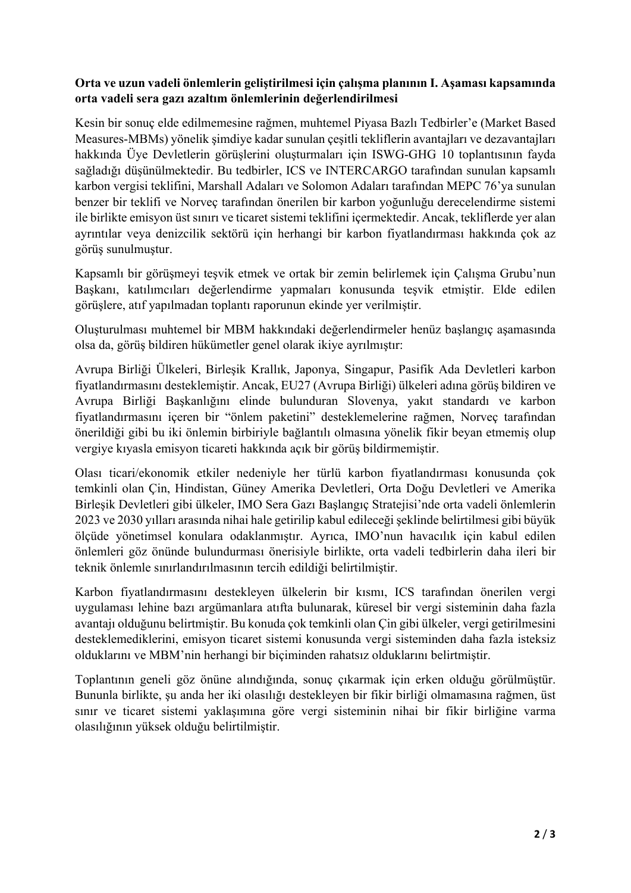**Orta ve uzun vadeli önlemlerin geliştirilmesi için çalışma planının I. Aşaması kapsamında orta vadeli sera gazı azaltım önlemlerinin değerlendirilmesi**

Kesin bir sonuç elde edilmemesine rağmen, muhtemel Piyasa Bazlı Tedbirler'e (Market Based Measures-MBMs) yönelik şimdiye kadar sunulan çeşitli tekliflerin avantajları ve dezavantajları hakkında Üye Devletlerin görüşlerini oluşturmaları için ISWG-GHG 10 toplantısının fayda sağladığı düşünülmektedir. Bu tedbirler, ICS ve INTERCARGO tarafından sunulan kapsamlı karbon vergisi teklifini, Marshall Adaları ve Solomon Adaları tarafından MEPC 76'ya sunulan benzer bir teklifi ve Norveç tarafından önerilen bir karbon yoğunluğu derecelendirme sistemi ile birlikte emisyon üst sınırı ve ticaret sistemi teklifini içermektedir. Ancak, tekliflerde yer alan ayrıntılar veya denizcilik sektörü için herhangi bir karbon fiyatlandırması hakkında çok az görüş sunulmuştur.

Kapsamlı bir görüşmeyi teşvik etmek ve ortak bir zemin belirlemek için Çalışma Grubu'nun Başkanı, katılımcıları değerlendirme yapmaları konusunda teşvik etmiştir. Elde edilen görüşlere, atıf yapılmadan toplantı raporunun ekinde yer verilmiştir.

Oluşturulması muhtemel bir MBM hakkındaki değerlendirmeler henüz başlangıç aşamasında olsa da, görüş bildiren hükümetler genel olarak ikiye ayrılmıştır:

Avrupa Birliği Ülkeleri, Birleşik Krallık, Japonya, Singapur, Pasifik Ada Devletleri karbon fiyatlandırmasını desteklemiştir. Ancak, EU27 (Avrupa Birliği) ülkeleri adına görüş bildiren ve Avrupa Birliği Başkanlığını elinde bulunduran Slovenya, yakıt standardı ve karbon fiyatlandırmasını içeren bir "önlem paketini" desteklemelerine rağmen, Norveç tarafından önerildiği gibi bu iki önlemin birbiriyle bağlantılı olmasına yönelik fikir beyan etmemiş olup vergiye kıyasla emisyon ticareti hakkında açık bir görüş bildirmemiştir.

Olası ticari/ekonomik etkiler nedeniyle her türlü karbon fiyatlandırması konusunda çok temkinli olan Çin, Hindistan, Güney Amerika Devletleri, Orta Doğu Devletleri ve Amerika Birleşik Devletleri gibi ülkeler, IMO Sera Gazı Başlangıç Stratejisi'nde orta vadeli önlemlerin 2023 ve 2030 yılları arasında nihai hale getirilip kabul edileceği şeklinde belirtilmesi gibi büyük ölçüde yönetimsel konulara odaklanmıştır. Ayrıca, IMO'nun havacılık için kabul edilen önlemleri göz önünde bulundurması önerisiyle birlikte, orta vadeli tedbirlerin daha ileri bir teknik önlemle sınırlandırılmasının tercih edildiği belirtilmiştir.

Karbon fiyatlandırmasını destekleyen ülkelerin bir kısmı, ICS tarafından önerilen vergi uygulaması lehine bazı argümanlara atıfta bulunarak, küresel bir vergi sisteminin daha fazla avantajı olduğunu belirtmiştir. Bu konuda çok temkinli olan Çin gibi ülkeler, vergi getirilmesini desteklemediklerini, emisyon ticaret sistemi konusunda vergi sisteminden daha fazla isteksiz olduklarını ve MBM'nin herhangi bir biçiminden rahatsız olduklarını belirtmiştir.

Toplantının geneli göz önüne alındığında, sonuç çıkarmak için erken olduğu görülmüştür. Bununla birlikte, şu anda her iki olasılığı destekleyen bir fikir birliği olmamasına rağmen, üst sınır ve ticaret sistemi yaklaşımına göre vergi sisteminin nihai bir fikir birliğine varma olasılığının yüksek olduğu belirtilmiştir.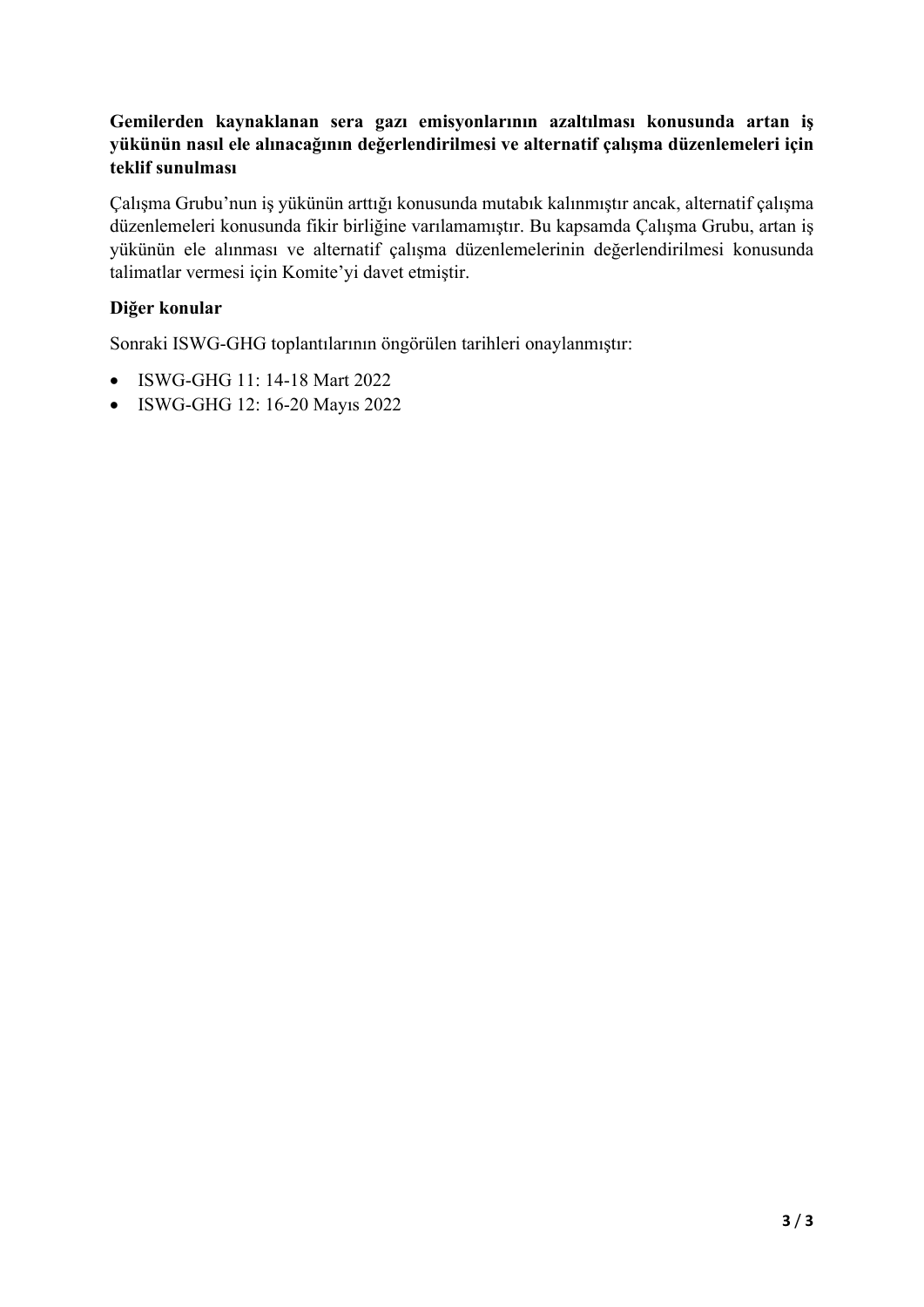**Gemilerden kaynaklanan sera gazı emisyonlarının azaltılması konusunda artan iş yükünün nasıl ele alınacağının değerlendirilmesi ve alternatif çalışma düzenlemeleri için teklif sunulması**

Çalışma Grubu'nun iş yükünün arttığı konusunda mutabık kalınmıştır ancak, alternatif çalışma düzenlemeleri konusunda fikir birliğine varılamamıştır. Bu kapsamda Çalışma Grubu, artan iş yükünün ele alınması ve alternatif çalışma düzenlemelerinin değerlendirilmesi konusunda talimatlar vermesi için Komite'yi davet etmiştir.

**Diğer konular**

Sonraki ISWG-GHG toplantılarının öngörülen tarihleri onaylanmıştır:

- ISWG-GHG 11: 14-18 Mart 2022
- ISWG-GHG 12: 16-20 Mayıs 2022